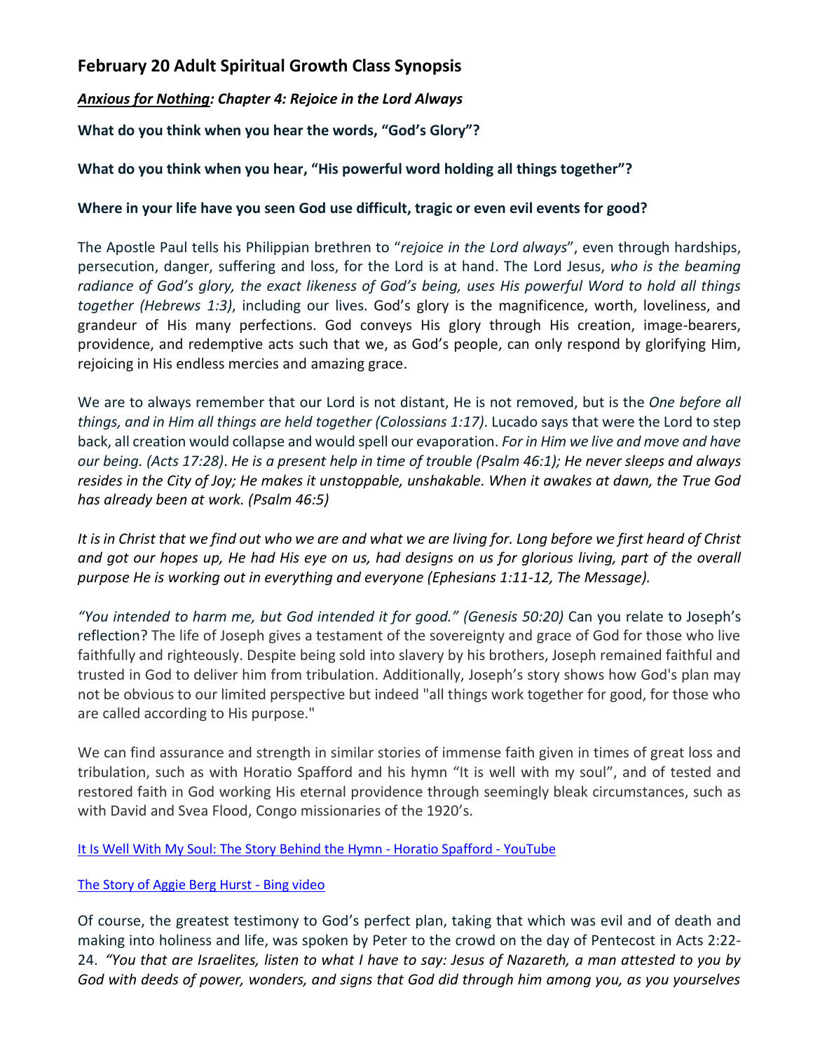## February 20 Adult Spiritual Growth Class Synopsis

***<u>Anxious for Nothing</u>: Chapter 4: Rejoice in the Lord Always***

**What do you think when you hear the words, "God's Glory"?**

**What do you think when you hear, "His powerful word holding all things together"?**

**Where in your life have you seen God use difficult, tragic or even evil events for good?**

The Apostle Paul tells his Philippian brethren to "*rejoice in the Lord always*", even through hardships, persecution, danger, suffering and loss, for the Lord is at hand. The Lord Jesus, *who is the beaming radiance of God's glory, the exact likeness of God's being, uses His powerful Word to hold all things together (Hebrews 1:3)*, including our lives. God's glory is the magnificence, worth, loveliness, and grandeur of His many perfections. God conveys His glory through His creation, image-bearers, providence, and redemptive acts such that we, as God's people, can only respond by glorifying Him, rejoicing in His endless mercies and amazing grace.

We are to always remember that our Lord is not distant, He is not removed, but is the *One before all things, and in Him all things are held together (Colossians 1:17)*. Lucado says that were the Lord to step back, all creation would collapse and would spell our evaporation. *For in Him we live and move and have our being. (Acts 17:28)*. *He is a present help in time of trouble (Psalm 46:1); He never sleeps and always resides in the City of Joy; He makes it unstoppable, unshakable. When it awakes at dawn, the True God has already been at work. (Psalm 46:5)*

*It is in Christ that we find out who we are and what we are living for. Long before we first heard of Christ and got our hopes up, He had His eye on us, had designs on us for glorious living, part of the overall purpose He is working out in everything and everyone (Ephesians 1:11-12, The Message).*

*"You intended to harm me, but God intended it for good." (Genesis 50:20)* Can you relate to Joseph's reflection? The life of Joseph gives a testament of the sovereignty and grace of God for those who live faithfully and righteously. Despite being sold into slavery by his brothers, Joseph remained faithful and trusted in God to deliver him from tribulation. Additionally, Joseph's story shows how God's plan may not be obvious to our limited perspective but indeed "all things work together for good, for those who are called according to His purpose."

We can find assurance and strength in similar stories of immense faith given in times of great loss and tribulation, such as with Horatio Spafford and his hymn "It is well with my soul", and of tested and restored faith in God working His eternal providence through seemingly bleak circumstances, such as with David and Svea Flood, Congo missionaries of the 1920's.

[It Is Well With My Soul: The Story Behind the Hymn - Horatio Spafford - YouTube]()

[The Story of Aggie Berg Hurst - Bing video]()

Of course, the greatest testimony to God's perfect plan, taking that which was evil and of death and making into holiness and life, was spoken by Peter to the crowd on the day of Pentecost in Acts 2:22-24. *"You that are Israelites, listen to what I have to say: Jesus of Nazareth, a man attested to you by God with deeds of power, wonders, and signs that God did through him among you, as you yourselves*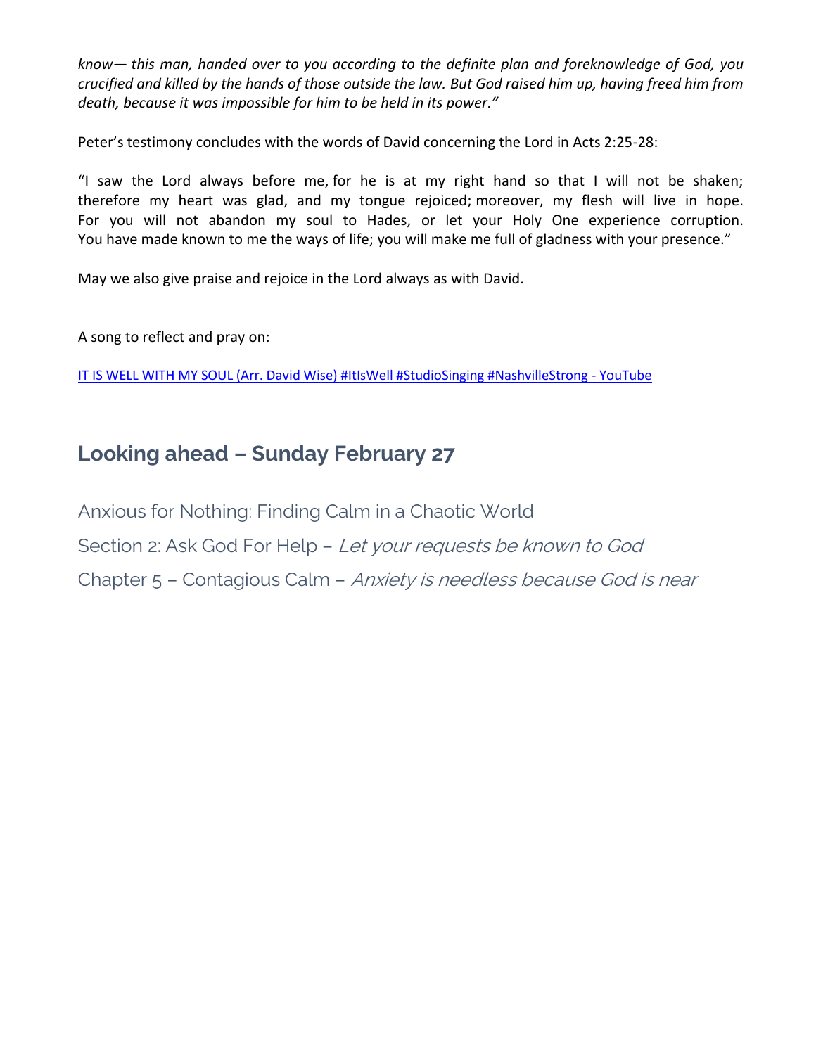*know— this man, handed over to you according to the definite plan and foreknowledge of God, you crucified and killed by the hands of those outside the law. But God raised him up, having freed him from death, because it was impossible for him to be held in its power."*

Peter's testimony concludes with the words of David concerning the Lord in Acts 2:25-28:

"I saw the Lord always before me, for he is at my right hand so that I will not be shaken; therefore my heart was glad, and my tongue rejoiced; moreover, my flesh will live in hope. For you will not abandon my soul to Hades, or let your Holy One experience corruption. You have made known to me the ways of life; you will make me full of gladness with your presence."

May we also give praise and rejoice in the Lord always as with David.

A song to reflect and pray on:

[IT IS WELL WITH MY SOUL (Arr. David Wise) #ItIsWell #StudioSinging #NashvilleStrong - YouTube]

## Looking ahead – Sunday February 27

Anxious for Nothing: Finding Calm in a Chaotic World

Section 2: Ask God For Help – *Let your requests be known to God*

Chapter 5 – Contagious Calm – *Anxiety is needless because God is near*